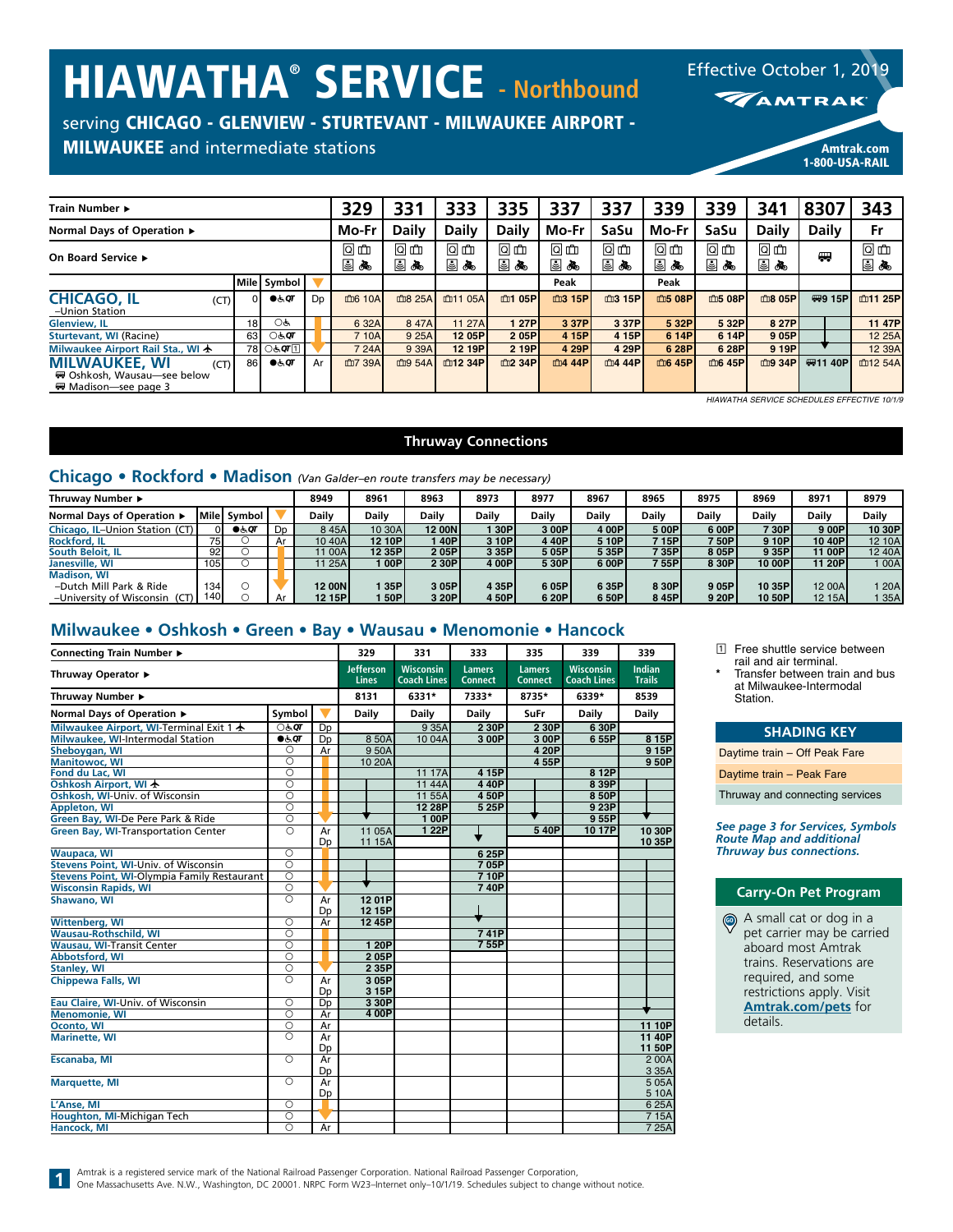# HIAWATHA® SERVICE - Northbound

serving **CHICAGO - GLENVIEW - STURTEVANT - MILWAUKEE AIRPORT - MILWAUKEE** and intermediate stations

Effective October 1, 2019

AMTRAK

Amtrak.com
1-800-USA-RAIL

| Train Number ▸ | | | | 329 | 331 | 333 | 335 | 337 | 337 | 339 | 339 | 341 | 8307 | 343 |
|---|---|---|---|---|---|---|---|---|---|---|---|---|---|---|
| Normal Days of Operation ▸ | | | | Mo-Fr | Daily | Daily | Daily | Mo-Fr | SaSu | Mo-Fr | SaSu | Daily | Daily | Fr |
| On Board Service ▸ | | | | | | | | | | | | | | |
| | Mile | Symbol | | | | | | Peak | | Peak | | | | |
| **CHICAGO, IL** (CT) –Union Station | 0 | ●♿QT | Dp | 6 10A | 8 25A | 11 05A | 1 05P | 3 15P | 3 15P | 5 08P | 5 08P | 8 05P | 9 15P | 11 25P |
| Glenview, IL | 18 | ○♿ | | 6 32A | 8 47A | 11 27A | 1 27P | 3 37P | 3 37P | 5 32P | 5 32P | 8 27P | | 11 47P |
| Sturtevant, WI (Racine) | 63 | ○♿QT | | 7 10A | 9 25A | 12 05P | 2 05P | 4 15P | 4 15P | 6 14P | 6 14P | 9 05P | | 12 25A |
| Milwaukee Airport Rail Sta., WI ✈ | 78 | ○♿QT 1 | | 7 24A | 9 39A | 12 19P | 2 19P | 4 29P | 4 29P | 6 28P | 6 28P | 9 19P | ▼ | 12 39A |
| **MILWAUKEE, WI** (CT) Oshkosh, Wausau—see below; Madison—see page 3 | 86 | ●♿QT | Ar | 7 39A | 9 54A | 12 34P | 2 34P | 4 44P | 4 44P | 6 45P | 6 45P | 9 34P | 11 40P | 12 54A |

*HIAWATHA SERVICE SCHEDULES EFFECTIVE 10/1/9*

## Thruway Connections

### Chicago • Rockford • Madison *(Van Galder–en route transfers may be necessary)*

| Thruway Number ▸ | Mile | Symbol | | 8949 | 8961 | 8963 | 8973 | 8977 | 8967 | 8965 | 8975 | 8969 | 8971 | 8979 |
|---|---|---|---|---|---|---|---|---|---|---|---|---|---|---|
| Normal Days of Operation ▸ | | | | Daily | Daily | Daily | Daily | Daily | Daily | Daily | Daily | Daily | Daily | Daily |
| Chicago, IL–Union Station (CT) | 0 | ●♿QT | Dp | 8 45A | 10 30A | 12 00N | 1 30P | 3 00P | 4 00P | 5 00P | 6 00P | 7 30P | 9 00P | 10 30P |
| Rockford, IL | 75 | ○ | Ar | 10 40A | 12 10P | 1 40P | 3 10P | 4 40P | 5 10P | 7 15P | 7 50P | 9 10P | 10 40P | 12 10A |
| South Beloit, IL | 92 | ○ | | 11 00A | 12 35P | 2 05P | 3 35P | 5 05P | 5 35P | 7 35P | 8 05P | 9 35P | 11 00P | 12 40A |
| Janesville, WI | 105 | ○ | | 11 25A | 1 00P | 2 30P | 4 00P | 5 30P | 6 00P | 7 55P | 8 30P | 10 00P | 11 20P | 1 00A |
| Madison, WI –Dutch Mill Park & Ride | 134 | ○ | | 12 00N | 1 35P | 3 05P | 4 35P | 6 05P | 6 35P | 8 30P | 9 05P | 10 35P | 12 00A | 1 20A |
| –University of Wisconsin (CT) | 140 | ○ | Ar | 12 15P | 1 50P | 3 20P | 4 50P | 6 20P | 6 50P | 8 45P | 9 20P | 10 50P | 12 15A | 1 35A |

### Milwaukee • Oshkosh • Green • Bay • Wausau • Menomonie • Hancock

| Connecting Train Number ▸ | Symbol | | 329 | 331 | 333 | 335 | 339 | 339 |
|---|---|---|---|---|---|---|---|---|
| Thruway Operator ▸ | | | Jefferson Lines | Wisconsin Coach Lines | Lamers Connect | Lamers Connect | Wisconsin Coach Lines | Indian Trails |
| Thruway Number ▸ | | | 8131 | 6331* | 7333* | 8735* | 6339* | 8539 |
| Normal Days of Operation ▸ | | | Daily | Daily | Daily | SuFr | Daily | Daily |
| Milwaukee Airport, WI-Terminal Exit 1 ✈ | ○♿QT | Dp | | 9 35A | 2 30P | 2 30P | 6 30P | |
| Milwaukee, WI-Intermodal Station | ●♿QT | Dp | 8 50A | 10 04A | 3 00P | 3 00P | 6 55P | 8 15P |
| Sheboygan, WI | ○ | Ar | 9 50A | | | 4 20P | | 9 15P |
| Manitowoc, WI | ○ | | 10 20A | | | 4 55P | | 9 50P |
| Fond du Lac, WI | ○ | | | 11 17A | 4 15P | | 8 12P | |
| Oshkosh Airport, WI ✈ | ○ | | | 11 44A | 4 40P | | 8 39P | |
| Oshkosh, WI-Univ. of Wisconsin | ○ | | | 11 55A | 4 50P | | 8 50P | |
| Appleton, WI | ○ | | | 12 28P | 5 25P | | 9 23P | |
| Green Bay, WI-De Pere Park & Ride | ○ | | ▼ | 1 00P | | ▼ | 9 55P | ▼ |
| Green Bay, WI-Transportation Center | ○ | Ar | 11 05A | 1 22P | ▼ | 5 40P | 10 17P | 10 30P |
| | | Dp | 11 15A | | | | | 10 35P |
| Waupaca, WI | ○ | | | | 6 25P | | | |
| Stevens Point, WI-Univ. of Wisconsin | ○ | | | | 7 05P | | | |
| Stevens Point, WI-Olympia Family Restaurant | ○ | | | | 7 10P | | | |
| Wisconsin Rapids, WI | ○ | | ▼ | | 7 40P | | | |
| Shawano, WI | ○ | Ar | 12 01P | | | | | |
| | | Dp | 12 15P | | ▼ | | | |
| Wittenberg, WI | ○ | Ar | 12 45P | | | | | |
| Wausau-Rothschild, WI | ○ | | | | 7 41P | | | |
| Wausau, WI-Transit Center | ○ | | 1 20P | | 7 55P | | | |
| Abbotsford, WI | ○ | | 2 05P | | | | | |
| Stanley, WI | ○ | | 2 35P | | | | | |
| Chippewa Falls, WI | ○ | Ar | 3 05P | | | | | |
| | | Dp | 3 15P | | | | | |
| Eau Claire, WI-Univ. of Wisconsin | ○ | Dp | 3 30P | | | | | ▼ |
| Menomonie, WI | ○ | Ar | 4 00P | | | | | |
| Oconto, WI | ○ | Ar | | | | | | 11 10P |
| Marinette, WI | ○ | Ar | | | | | | 11 40P |
| | | Dp | | | | | | 11 50P |
| Escanaba, MI | ○ | Ar | | | | | | 2 00A |
| | | Dp | | | | | | 3 35A |
| Marquette, MI | ○ | Ar | | | | | | 5 05A |
| | | Dp | | | | | | 5 10A |
| L'Anse, MI | ○ | | | | | | | 6 25A |
| Houghton, MI-Michigan Tech | ○ | | | | | | | 7 15A |
| Hancock, MI | ○ | Ar | | | | | | 7 25A |

1 Free shuttle service between rail and air terminal.
* Transfer between train and bus at Milwaukee-Intermodal Station.

**SHADING KEY**
- Daytime train – Off Peak Fare
- Daytime train – Peak Fare
- Thruway and connecting services

***See page 3 for Services, Symbols Route Map and additional Thruway bus connections.***

**Carry-On Pet Program**

A small cat or dog in a pet carrier may be carried aboard most Amtrak trains. Reservations are required, and some restrictions apply. Visit **Amtrak.com/pets** for details.

Amtrak is a registered service mark of the National Railroad Passenger Corporation. National Railroad Passenger Corporation, One Massachusetts Ave. N.W., Washington, DC 20001. NRPC Form W23–Internet only–10/1/19. Schedules subject to change without notice.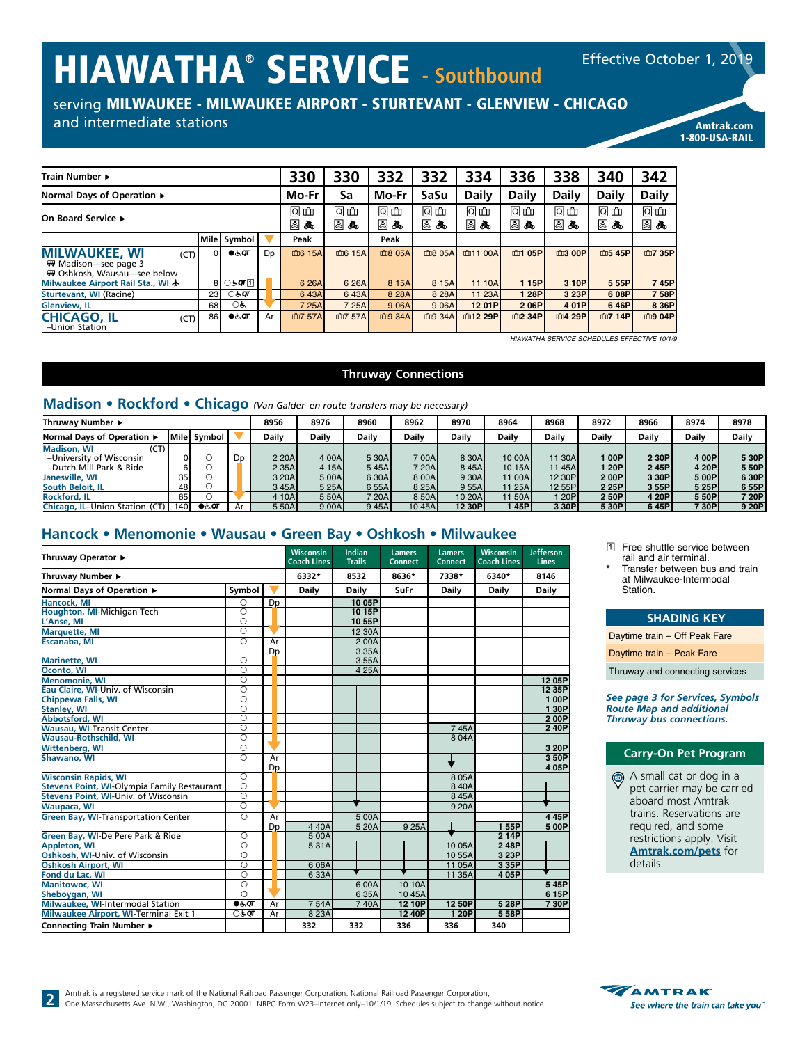# HIAWATHA® SERVICE - Southbound

Effective October 1, 2019

serving **MILWAUKEE - MILWAUKEE AIRPORT - STURTEVANT - GLENVIEW - CHICAGO** and intermediate stations

**Amtrak.com**
**1-800-USA-RAIL**

| Train Number ▶ | | | | 330 | 330 | 332 | 332 | 334 | 336 | 338 | 340 | 342 |
|---|---|---|---|---|---|---|---|---|---|---|---|---|
| Normal Days of Operation ▶ | | | | Mo-Fr | Sa | Mo-Fr | SaSu | Daily | Daily | Daily | Daily | Daily |
| On Board Service ▶ | | | | | | | | | | | | |
| | Mile | Symbol | | Peak | | Peak | | | | | | |
| **MILWAUKEE, WI** (CT) — Madison—see page 3; Oshkosh, Wausau—see below | 0 | ● ♿ QT | Dp | 6 15A | 6 15A | 8 05A | 8 05A | 11 00A | **1 05P** | **3 00P** | **5 45P** | **7 35P** |
| Milwaukee Airport Rail Sta., WI ✈ | 8 | ○ ♿ QT 1 | | 6 26A | 6 26A | 8 15A | 8 15A | 11 10A | **1 15P** | **3 10P** | **5 55P** | **7 45P** |
| Sturtevant, WI (Racine) | 23 | ○ ♿ QT | | 6 43A | 6 43A | 8 28A | 8 28A | 11 23A | **1 28P** | **3 23P** | **6 08P** | **7 58P** |
| Glenview, IL | 68 | ○ ♿ | | 7 25A | 7 25A | 9 06A | 9 06A | **12 01P** | **2 06P** | **4 01P** | **6 46P** | **8 36P** |
| **CHICAGO, IL** (CT) –Union Station | 86 | ● ♿ QT | Ar | 7 57A | 7 57A | 9 34A | 9 34A | **12 29P** | **2 34P** | **4 29P** | **7 14P** | **9 04P** |

*HIAWATHA SERVICE SCHEDULES EFFECTIVE 10/1/9*

## Thruway Connections

### Madison • Rockford • Chicago *(Van Galder–en route transfers may be necessary)*

| Thruway Number ▶ | | | | 8956 | 8976 | 8960 | 8962 | 8970 | 8964 | 8968 | 8972 | 8966 | 8974 | 8978 |
|---|---|---|---|---|---|---|---|---|---|---|---|---|---|---|
| Normal Days of Operation ▶ | Mile | Symbol | | Daily | Daily | Daily | Daily | Daily | Daily | Daily | Daily | Daily | Daily | Daily |
| Madison, WI (CT) –University of Wisconsin | 0 | ○ | Dp | 2 20A | 4 00A | 5 30A | 7 00A | 8 30A | 10 00A | 11 30A | **1 00P** | **2 30P** | **4 00P** | **5 30P** |
| –Dutch Mill Park & Ride | 6 | ○ | | 2 35A | 4 15A | 5 45A | 7 20A | 8 45A | 10 15A | 11 45A | **1 20P** | **2 45P** | **4 20P** | **5 50P** |
| Janesville, WI | 35 | ○ | | 3 20A | 5 00A | 6 30A | 8 00A | 9 30A | 11 00A | 12 30P | **2 00P** | **3 30P** | **5 00P** | **6 30P** |
| South Beloit, IL | 48 | ○ | | 3 45A | 5 25A | 6 55A | 8 25A | 9 55A | 11 25A | 12 55P | **2 25P** | **3 55P** | **5 25P** | **6 55P** |
| Rockford, IL | 65 | ○ | | 4 10A | 5 50A | 7 20A | 8 50A | 10 20A | 11 50A | 1 20P | **2 50P** | **4 20P** | **5 50P** | **7 20P** |
| Chicago, IL–Union Station (CT) | 140 | ● ♿ QT | Ar | 5 50A | 9 00A | 9 45A | 10 45A | **12 30P** | **1 45P** | **3 30P** | **5 30P** | **6 45P** | **7 30P** | **9 20P** |

### Hancock • Menomonie • Wausau • Green Bay • Oshkosh • Milwaukee

| Thruway Operator ▶ | | | Wisconsin Coach Lines | Indian Trails | Lamers Connect | Lamers Connect | Wisconsin Coach Lines | Jefferson Lines |
|---|---|---|---|---|---|---|---|---|
| Thruway Number ▶ | | | 6332* | 8532 | 8636* | 7338* | 6340* | 8146 |
| Normal Days of Operation ▶ | Symbol | | Daily | Daily | SuFr | Daily | Daily | Daily |
| Hancock, MI | ○ | Dp | | **10 05P** | | | | |
| Houghton, MI-Michigan Tech | ○ | | | **10 15P** | | | | |
| L'Anse, MI | ○ | | | **10 55P** | | | | |
| Marquette, MI | ○ | | | 12 30A | | | | |
| Escanaba, MI | ○ | Ar | | 2 00A | | | | |
| | | Dp | | 3 35A | | | | |
| Marinette, WI | ○ | | | 3 55A | | | | |
| Oconto, WI | ○ | | | 4 25A | | | | |
| Menomonie, WI | ○ | | | | | | | **12 05P** |
| Eau Claire, WI-Univ. of Wisconsin | ○ | | | | | | | **12 35P** |
| Chippewa Falls, WI | ○ | | | | | | | **1 00P** |
| Stanley, WI | ○ | | | | | | | **1 30P** |
| Abbotsford, WI | ○ | | | | | | | **2 00P** |
| Wausau, WI-Transit Center | ○ | | | | | 7 45A | | **2 40P** |
| Wausau-Rothschild, WI | ○ | | | | | 8 04A | | |
| Wittenberg, WI | ○ | | | | | | | **3 20P** |
| Shawano, WI | ○ | Ar | | | | ↓ | | **3 50P** |
| | | Dp | | | | | | **4 05P** |
| Wisconsin Rapids, WI | ○ | | | | | 8 05A | | |
| Stevens Point, WI-Olympia Family Restaurant | ○ | | | | | 8 40A | | |
| Stevens Point, WI-Univ. of Wisconsin | ○ | | | | | 8 45A | | |
| Waupaca, WI | ○ | | | ↓ | | 9 20A | | ↓ |
| Green Bay, WI-Transportation Center | ○ | Ar | | 5 00A | | | | **4 45P** |
| | | Dp | 4 40A | 5 20A | 9 25A | ↓ | **1 55P** | **5 00P** |
| Green Bay, WI-De Pere Park & Ride | ○ | | 5 00A | | | | **2 14P** | |
| Appleton, WI | ○ | | 5 31A | | | 10 05A | **2 48P** | |
| Oshkosh, WI-Univ. of Wisconsin | ○ | | | | | 10 55A | **3 23P** | |
| Oshkosh Airport, WI | ○ | | 6 06A | | | 11 05A | **3 35P** | |
| Fond du Lac, WI | ○ | | 6 33A | ↓ | ↓ | 11 35A | **4 05P** | ↓ |
| Manitowoc, WI | ○ | | | 6 00A | 10 10A | | | **5 45P** |
| Sheboygan, WI | ○ | | | 6 35A | 10 45A | | | **6 15P** |
| Milwaukee, WI-Intermodal Station | ● ♿ QT | Ar | 7 54A | 7 40A | **12 10P** | **12 50P** | **5 28P** | **7 30P** |
| Milwaukee Airport, WI-Terminal Exit 1 | ○ ♿ QT | Ar | 8 23A | | **12 40P** | **1 20P** | **5 58P** | |
| Connecting Train Number ▶ | | | 332 | 332 | 336 | 336 | 340 | |

1 Free shuttle between rail and air terminal.

\* Transfer between bus and train at Milwaukee-Intermodal Station.

**SHADING KEY**

- Daytime train – Off Peak Fare
- Daytime train – Peak Fare
- Thruway and connecting services

***See page 3 for Services, Symbols Route Map and additional Thruway bus connections.***

**Carry-On Pet Program**

A small cat or dog in a pet carrier may be carried aboard most Amtrak trains. Reservations are required, and some restrictions apply. Visit **Amtrak.com/pets** for details.

Amtrak is a registered service mark of the National Railroad Passenger Corporation. National Railroad Passenger Corporation, One Massachusetts Ave. N.W., Washington, DC 20001. NRPC Form W23–Internet only–10/1/19. Schedules subject to change without notice.

AMTRAK — See where the train can take you™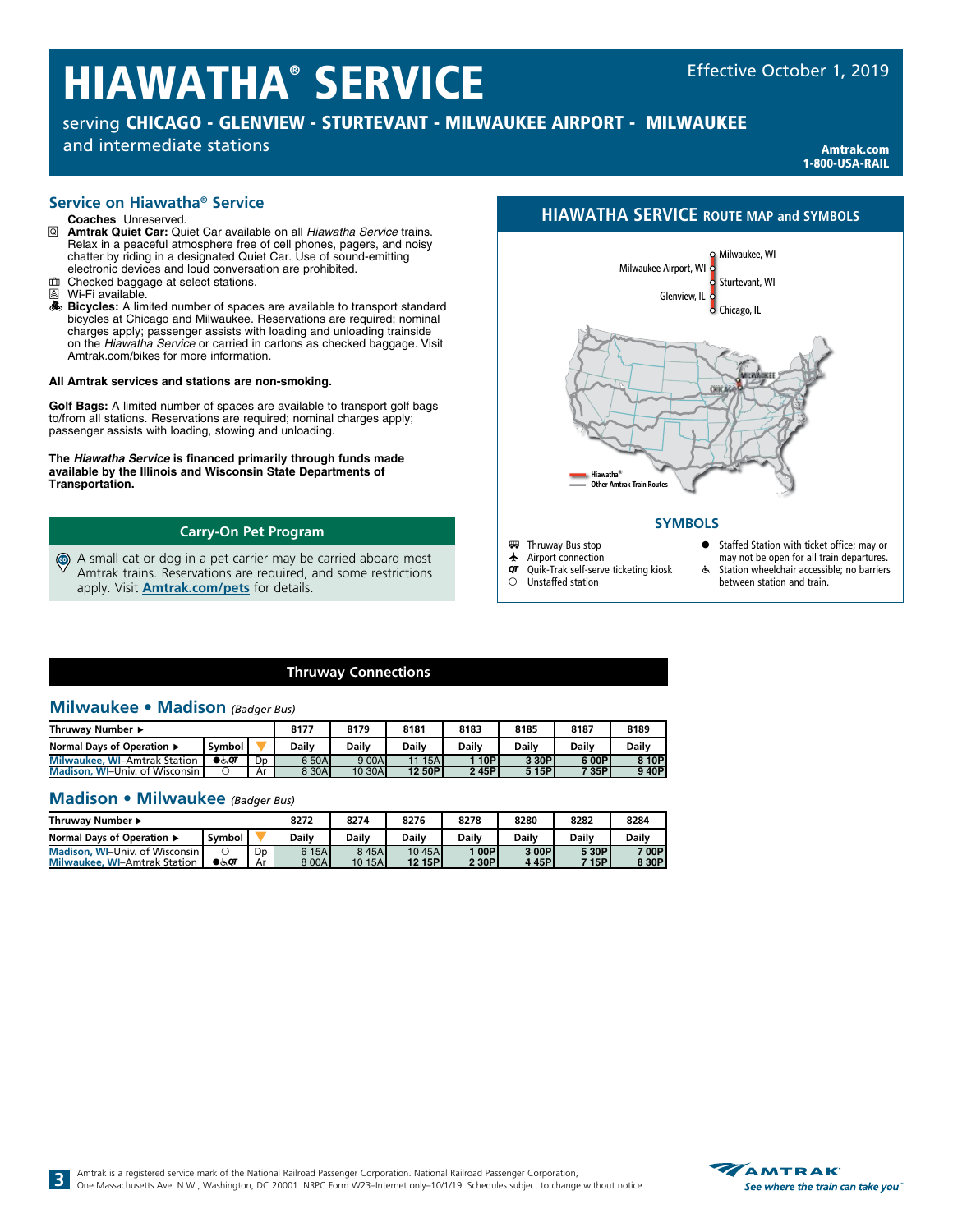# HIAWATHA® SERVICE

Effective October 1, 2019

serving **CHICAGO - GLENVIEW - STURTEVANT - MILWAUKEE AIRPORT - MILWAUKEE** and intermediate stations

**Amtrak.com**
**1-800-USA-RAIL**

## Service on Hiawatha® Service

**Coaches** Unreserved.

**Amtrak Quiet Car:** Quiet Car available on all *Hiawatha Service* trains. Relax in a peaceful atmosphere free of cell phones, pagers, and noisy chatter by riding in a designated Quiet Car. Use of sound-emitting electronic devices and loud conversation are prohibited.

Checked baggage at select stations.

Wi-Fi available.

**Bicycles:** A limited number of spaces are available to transport standard bicycles at Chicago and Milwaukee. Reservations are required; nominal charges apply; passenger assists with loading and unloading trainside on the *Hiawatha Service* or carried in cartons as checked baggage. Visit Amtrak.com/bikes for more information.

**All Amtrak services and stations are non-smoking.**

**Golf Bags:** A limited number of spaces are available to transport golf bags to/from all stations. Reservations are required; nominal charges apply; passenger assists with loading, stowing and unloading.

**The *Hiawatha Service* is financed primarily through funds made available by the Illinois and Wisconsin State Departments of Transportation.**

### Carry-On Pet Program

A small cat or dog in a pet carrier may be carried aboard most Amtrak trains. Reservations are required, and some restrictions apply. Visit **Amtrak.com/pets** for details.

## HIAWATHA SERVICE ROUTE MAP and SYMBOLS

Milwaukee, WI
Milwaukee Airport, WI
Sturtevant, WI
Glenview, IL
Chicago, IL

MILWAUKEE
CHICAGO

Hiawatha®
Other Amtrak Train Routes

### SYMBOLS

- Thruway Bus stop
- Airport connection
- QT Quik-Trak self-serve ticketing kiosk
- ○ Unstaffed station
- ● Staffed Station with ticket office; may or may not be open for all train departures.
- ♿ Station wheelchair accessible; no barriers between station and train.

## Thruway Connections

### Milwaukee • Madison *(Badger Bus)*

| Thruway Number ▸ | | | 8177 | 8179 | 8181 | 8183 | 8185 | 8187 | 8189 |
|---|---|---|---|---|---|---|---|---|---|
| Normal Days of Operation ▸ | Symbol | | Daily | Daily | Daily | Daily | Daily | Daily | Daily |
| Milwaukee, WI–Amtrak Station | ●♿QT | Dp | 6 50A | 9 00A | 11 15A | **1 10P** | **3 30P** | **6 00P** | **8 10P** |
| Madison, WI–Univ. of Wisconsin | ○ | Ar | 8 30A | 10 30A | **12 50P** | **2 45P** | **5 15P** | **7 35P** | **9 40P** |

### Madison • Milwaukee *(Badger Bus)*

| Thruway Number ▸ | | | 8272 | 8274 | 8276 | 8278 | 8280 | 8282 | 8284 |
|---|---|---|---|---|---|---|---|---|---|
| Normal Days of Operation ▸ | Symbol | | Daily | Daily | Daily | Daily | Daily | Daily | Daily |
| Madison, WI–Univ. of Wisconsin | ○ | Dp | 6 15A | 8 45A | 10 45A | **1 00P** | **3 00P** | **5 30P** | **7 00P** |
| Milwaukee, WI–Amtrak Station | ●♿QT | Ar | 8 00A | 10 15A | **12 15P** | **2 30P** | **4 45P** | **7 15P** | **8 30P** |

Amtrak is a registered service mark of the National Railroad Passenger Corporation. National Railroad Passenger Corporation, One Massachusetts Ave. N.W., Washington, DC 20001. NRPC Form W23–Internet only–10/1/19. Schedules subject to change without notice.

AMTRAK — *See where the train can take you*™